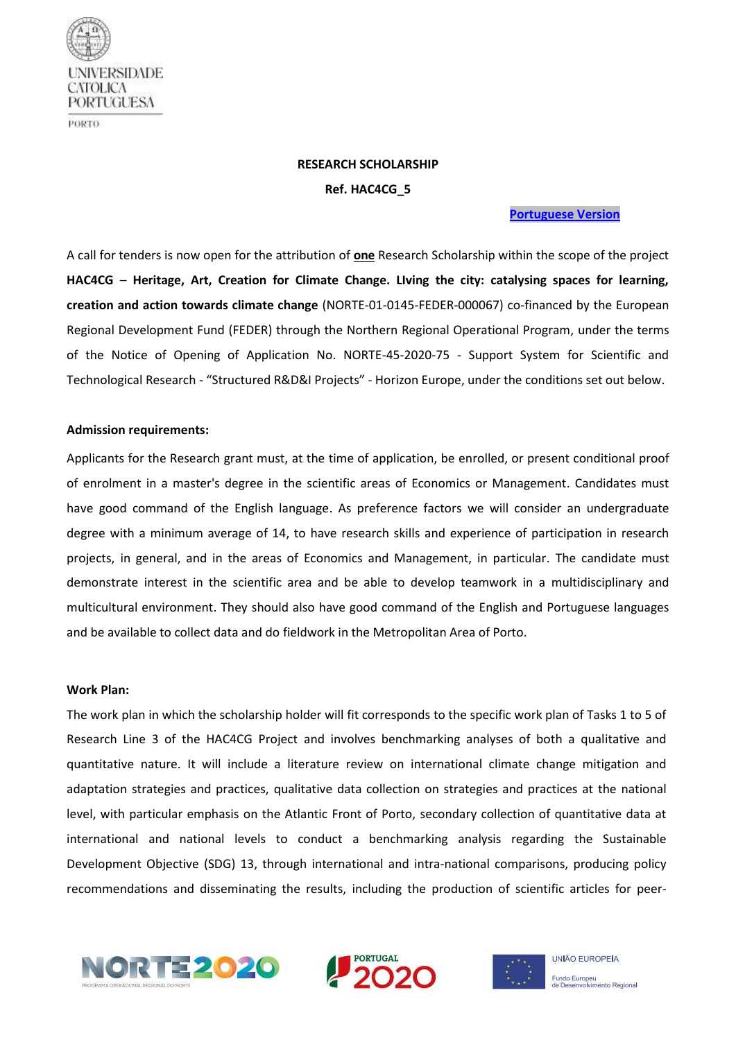**RESEARCH SCHOLARSHIP**

**Ref. HAC4CG_5**

[Portuguese Version]

A call for tenders is now open for the attribution of **one** Research Scholarship within the scope of the project **HAC4CG – Heritage, Art, Creation for Climate Change. LIving the city: catalysing spaces for learning, creation and action towards climate change** (NORTE-01-0145-FEDER-000067) co-financed by the European Regional Development Fund (FEDER) through the Northern Regional Operational Program, under the terms of the Notice of Opening of Application No. NORTE-45-2020-75 - Support System for Scientific and Technological Research - "Structured R&D&I Projects" - Horizon Europe, under the conditions set out below.

**Admission requirements:**

Applicants for the Research grant must, at the time of application, be enrolled, or present conditional proof of enrolment in a master's degree in the scientific areas of Economics or Management. Candidates must have good command of the English language. As preference factors we will consider an undergraduate degree with a minimum average of 14, to have research skills and experience of participation in research projects, in general, and in the areas of Economics and Management, in particular. The candidate must demonstrate interest in the scientific area and be able to develop teamwork in a multidisciplinary and multicultural environment. They should also have good command of the English and Portuguese languages and be available to collect data and do fieldwork in the Metropolitan Area of Porto.

**Work Plan:**

The work plan in which the scholarship holder will fit corresponds to the specific work plan of Tasks 1 to 5 of Research Line 3 of the HAC4CG Project and involves benchmarking analyses of both a qualitative and quantitative nature. It will include a literature review on international climate change mitigation and adaptation strategies and practices, qualitative data collection on strategies and practices at the national level, with particular emphasis on the Atlantic Front of Porto, secondary collection of quantitative data at international and national levels to conduct a benchmarking analysis regarding the Sustainable Development Objective (SDG) 13, through international and intra-national comparisons, producing policy recommendations and disseminating the results, including the production of scientific articles for peer-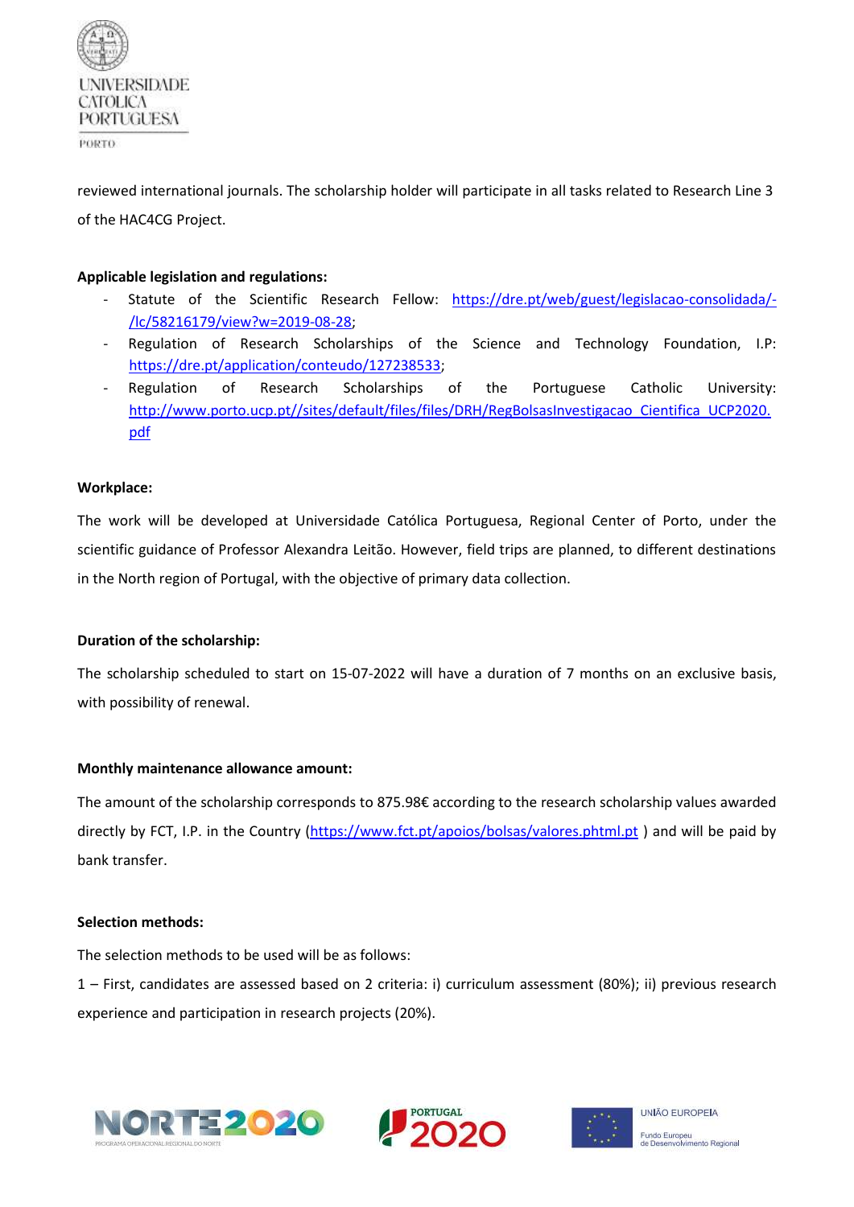reviewed international journals. The scholarship holder will participate in all tasks related to Research Line 3 of the HAC4CG Project.

**Applicable legislation and regulations:**

- Statute of the Scientific Research Fellow: https://dre.pt/web/guest/legislacao-consolidada/-/lc/58216179/view?w=2019-08-28;
- Regulation of Research Scholarships of the Science and Technology Foundation, I.P: https://dre.pt/application/conteudo/127238533;
- Regulation of Research Scholarships of the Portuguese Catholic University: http://www.porto.ucp.pt//sites/default/files/files/DRH/RegBolsasInvestigacao_Cientifica_UCP2020.pdf

**Workplace:**

The work will be developed at Universidade Católica Portuguesa, Regional Center of Porto, under the scientific guidance of Professor Alexandra Leitão. However, field trips are planned, to different destinations in the North region of Portugal, with the objective of primary data collection.

**Duration of the scholarship:**

The scholarship scheduled to start on 15-07-2022 will have a duration of 7 months on an exclusive basis, with possibility of renewal.

**Monthly maintenance allowance amount:**

The amount of the scholarship corresponds to 875.98€ according to the research scholarship values awarded directly by FCT, I.P. in the Country (https://www.fct.pt/apoios/bolsas/valores.phtml.pt ) and will be paid by bank transfer.

**Selection methods:**

The selection methods to be used will be as follows:

1 – First, candidates are assessed based on 2 criteria: i) curriculum assessment (80%); ii) previous research experience and participation in research projects (20%).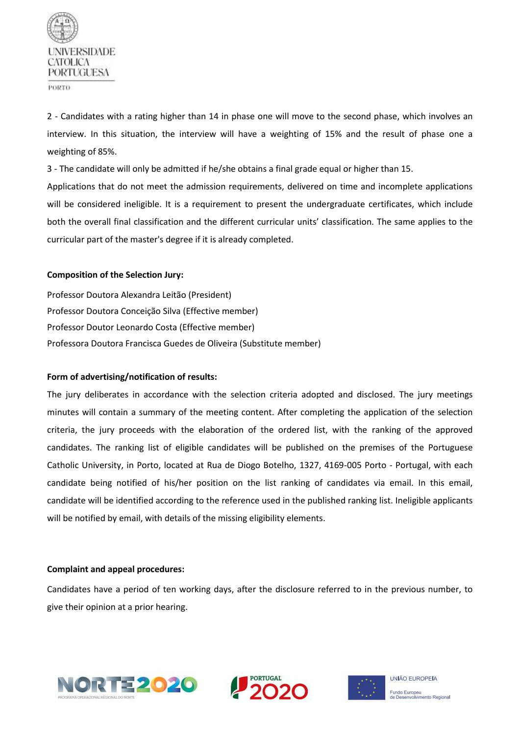2 - Candidates with a rating higher than 14 in phase one will move to the second phase, which involves an interview. In this situation, the interview will have a weighting of 15% and the result of phase one a weighting of 85%.

3 - The candidate will only be admitted if he/she obtains a final grade equal or higher than 15.

Applications that do not meet the admission requirements, delivered on time and incomplete applications will be considered ineligible. It is a requirement to present the undergraduate certificates, which include both the overall final classification and the different curricular units' classification. The same applies to the curricular part of the master's degree if it is already completed.

**Composition of the Selection Jury:**

Professor Doutora Alexandra Leitão (President)
Professor Doutora Conceição Silva (Effective member)
Professor Doutor Leonardo Costa (Effective member)
Professora Doutora Francisca Guedes de Oliveira (Substitute member)

**Form of advertising/notification of results:**

The jury deliberates in accordance with the selection criteria adopted and disclosed. The jury meetings minutes will contain a summary of the meeting content. After completing the application of the selection criteria, the jury proceeds with the elaboration of the ordered list, with the ranking of the approved candidates. The ranking list of eligible candidates will be published on the premises of the Portuguese Catholic University, in Porto, located at Rua de Diogo Botelho, 1327, 4169-005 Porto - Portugal, with each candidate being notified of his/her position on the list ranking of candidates via email. In this email, candidate will be identified according to the reference used in the published ranking list. Ineligible applicants will be notified by email, with details of the missing eligibility elements.

**Complaint and appeal procedures:**

Candidates have a period of ten working days, after the disclosure referred to in the previous number, to give their opinion at a prior hearing.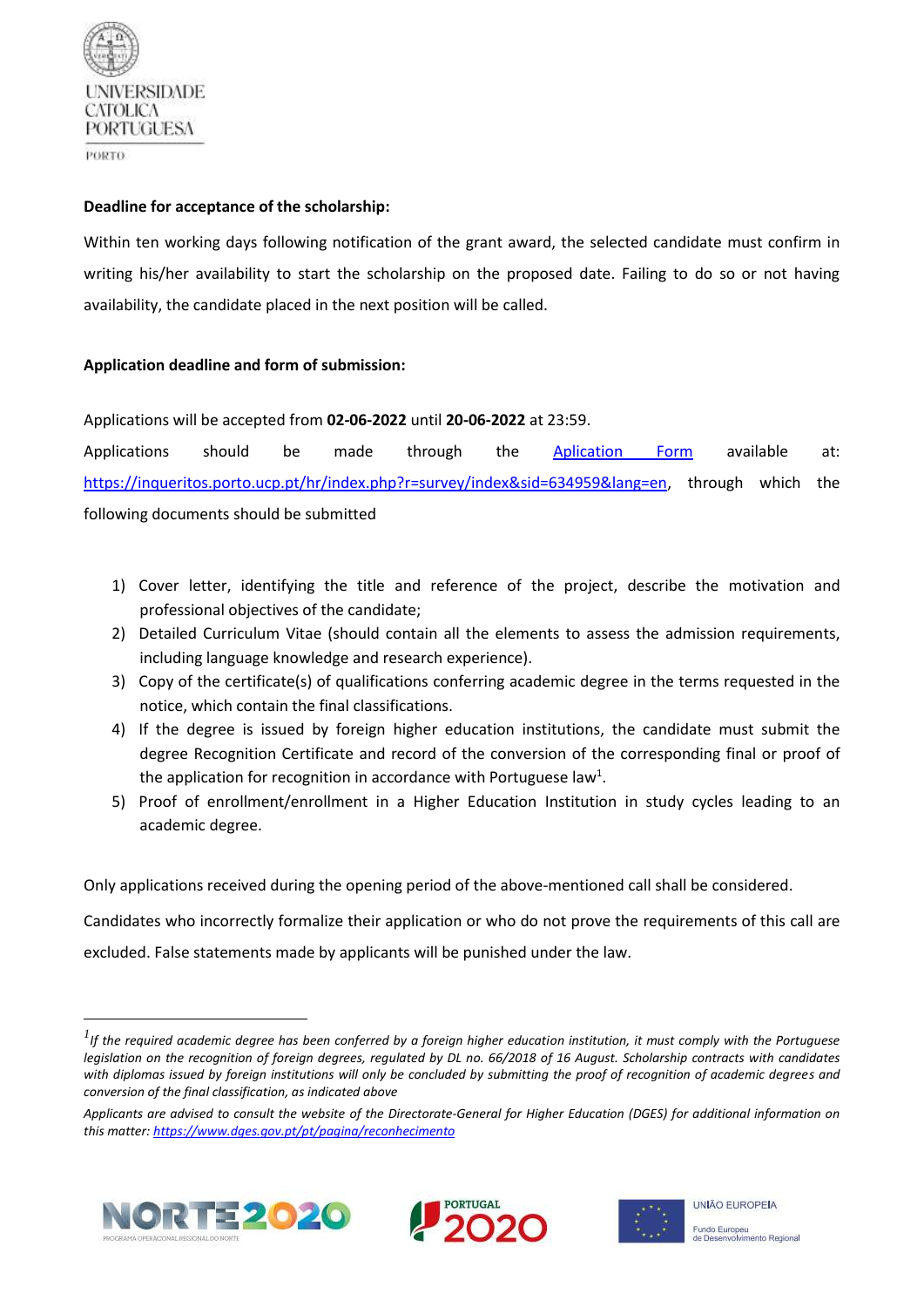**Deadline for acceptance of the scholarship:**

Within ten working days following notification of the grant award, the selected candidate must confirm in writing his/her availability to start the scholarship on the proposed date. Failing to do so or not having availability, the candidate placed in the next position will be called.

**Application deadline and form of submission:**

Applications will be accepted from **02-06-2022** until **20-06-2022** at 23:59.

Applications should be made through the [Aplication Form](https://inqueritos.porto.ucp.pt/hr/index.php?r=survey/index&sid=634959&lang=en) available at: https://inqueritos.porto.ucp.pt/hr/index.php?r=survey/index&sid=634959&lang=en, through which the following documents should be submitted

1) Cover letter, identifying the title and reference of the project, describe the motivation and professional objectives of the candidate;
2) Detailed Curriculum Vitae (should contain all the elements to assess the admission requirements, including language knowledge and research experience).
3) Copy of the certificate(s) of qualifications conferring academic degree in the terms requested in the notice, which contain the final classifications.
4) If the degree is issued by foreign higher education institutions, the candidate must submit the degree Recognition Certificate and record of the conversion of the corresponding final or proof of the application for recognition in accordance with Portuguese law[1].
5) Proof of enrollment/enrollment in a Higher Education Institution in study cycles leading to an academic degree.

Only applications received during the opening period of the above-mentioned call shall be considered.

Candidates who incorrectly formalize their application or who do not prove the requirements of this call are excluded. False statements made by applicants will be punished under the law.

---

[1] *If the required academic degree has been conferred by a foreign higher education institution, it must comply with the Portuguese legislation on the recognition of foreign degrees, regulated by DL no. 66/2018 of 16 August. Scholarship contracts with candidates with diplomas issued by foreign institutions will only be concluded by submitting the proof of recognition of academic degrees and conversion of the final classification, as indicated above*

*Applicants are advised to consult the website of the Directorate-General for Higher Education (DGES) for additional information on this matter: [https://www.dges.gov.pt/pt/pagina/reconhecimento](https://www.dges.gov.pt/pt/pagina/reconhecimento)*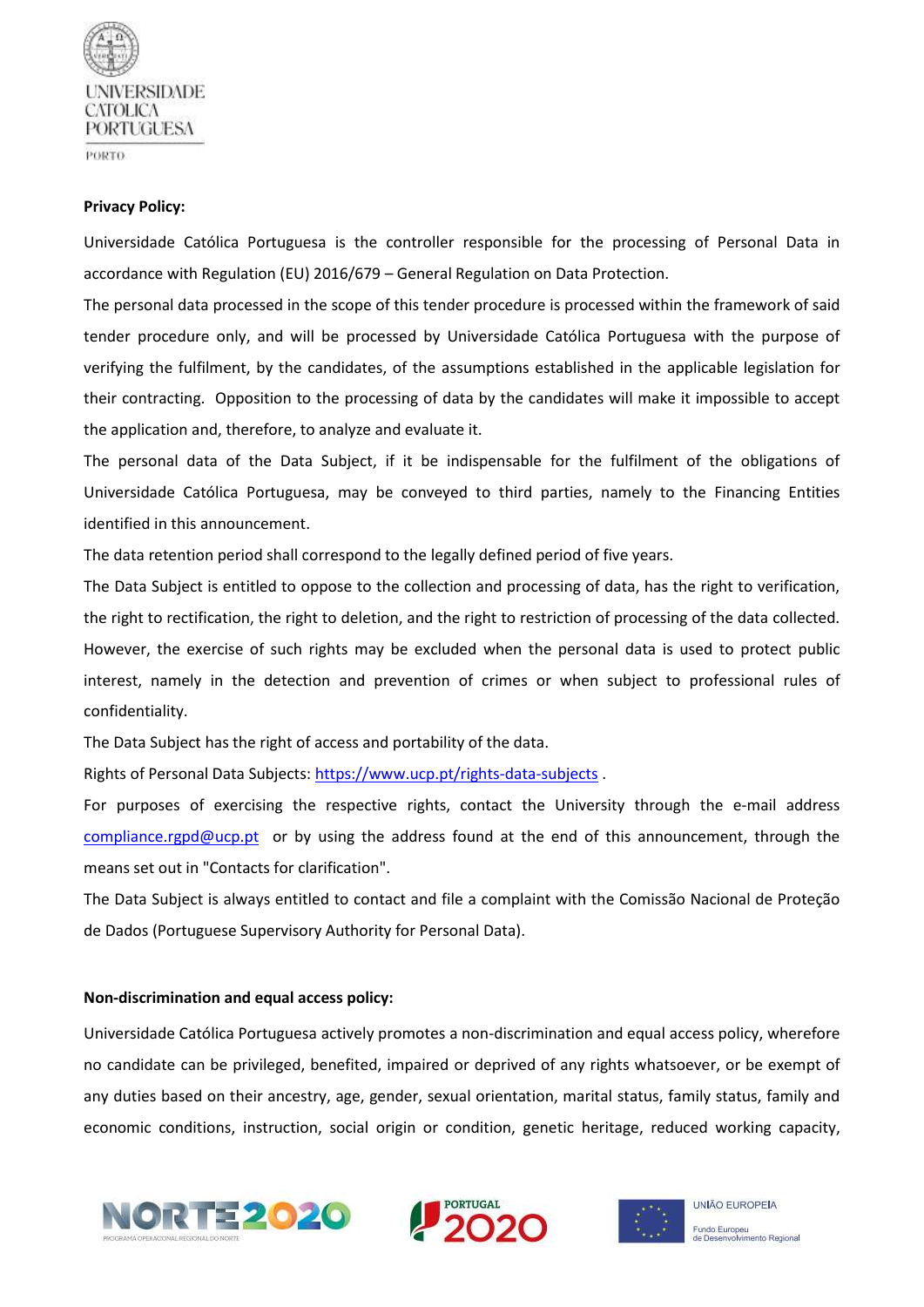**Privacy Policy:**

Universidade Católica Portuguesa is the controller responsible for the processing of Personal Data in accordance with Regulation (EU) 2016/679 – General Regulation on Data Protection.

The personal data processed in the scope of this tender procedure is processed within the framework of said tender procedure only, and will be processed by Universidade Católica Portuguesa with the purpose of verifying the fulfilment, by the candidates, of the assumptions established in the applicable legislation for their contracting. Opposition to the processing of data by the candidates will make it impossible to accept the application and, therefore, to analyze and evaluate it.

The personal data of the Data Subject, if it be indispensable for the fulfilment of the obligations of Universidade Católica Portuguesa, may be conveyed to third parties, namely to the Financing Entities identified in this announcement.

The data retention period shall correspond to the legally defined period of five years.

The Data Subject is entitled to oppose to the collection and processing of data, has the right to verification, the right to rectification, the right to deletion, and the right to restriction of processing of the data collected. However, the exercise of such rights may be excluded when the personal data is used to protect public interest, namely in the detection and prevention of crimes or when subject to professional rules of confidentiality.

The Data Subject has the right of access and portability of the data.

Rights of Personal Data Subjects: https://www.ucp.pt/rights-data-subjects .

For purposes of exercising the respective rights, contact the University through the e-mail address compliance.rgpd@ucp.pt or by using the address found at the end of this announcement, through the means set out in "Contacts for clarification".

The Data Subject is always entitled to contact and file a complaint with the Comissão Nacional de Proteção de Dados (Portuguese Supervisory Authority for Personal Data).

**Non-discrimination and equal access policy:**

Universidade Católica Portuguesa actively promotes a non-discrimination and equal access policy, wherefore no candidate can be privileged, benefited, impaired or deprived of any rights whatsoever, or be exempt of any duties based on their ancestry, age, gender, sexual orientation, marital status, family status, family and economic conditions, instruction, social origin or condition, genetic heritage, reduced working capacity,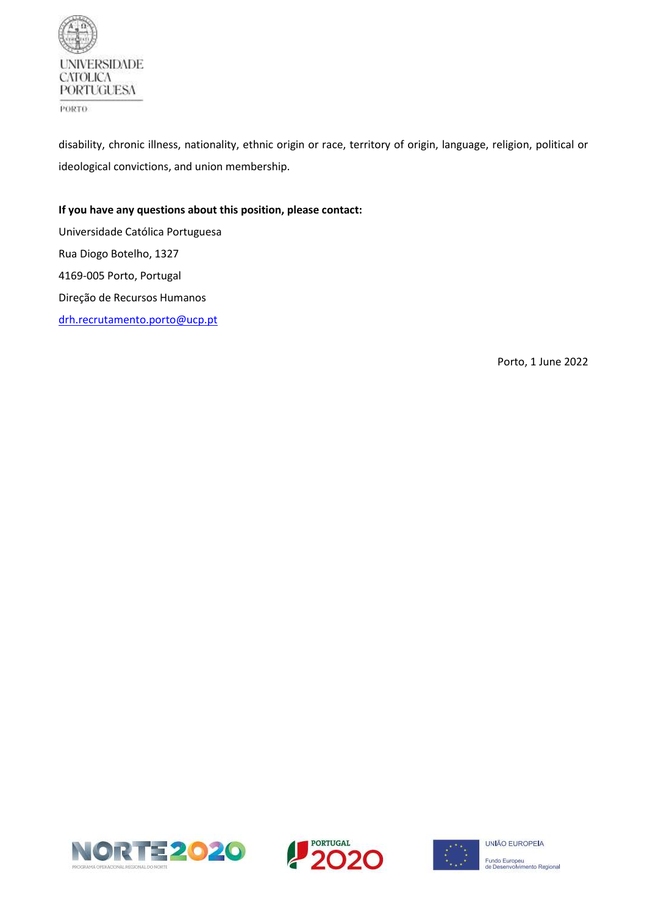disability, chronic illness, nationality, ethnic origin or race, territory of origin, language, religion, political or ideological convictions, and union membership.

**If you have any questions about this position, please contact:**

Universidade Católica Portuguesa
Rua Diogo Botelho, 1327
4169-005 Porto, Portugal
Direção de Recursos Humanos
drh.recrutamento.porto@ucp.pt

Porto, 1 June 2022